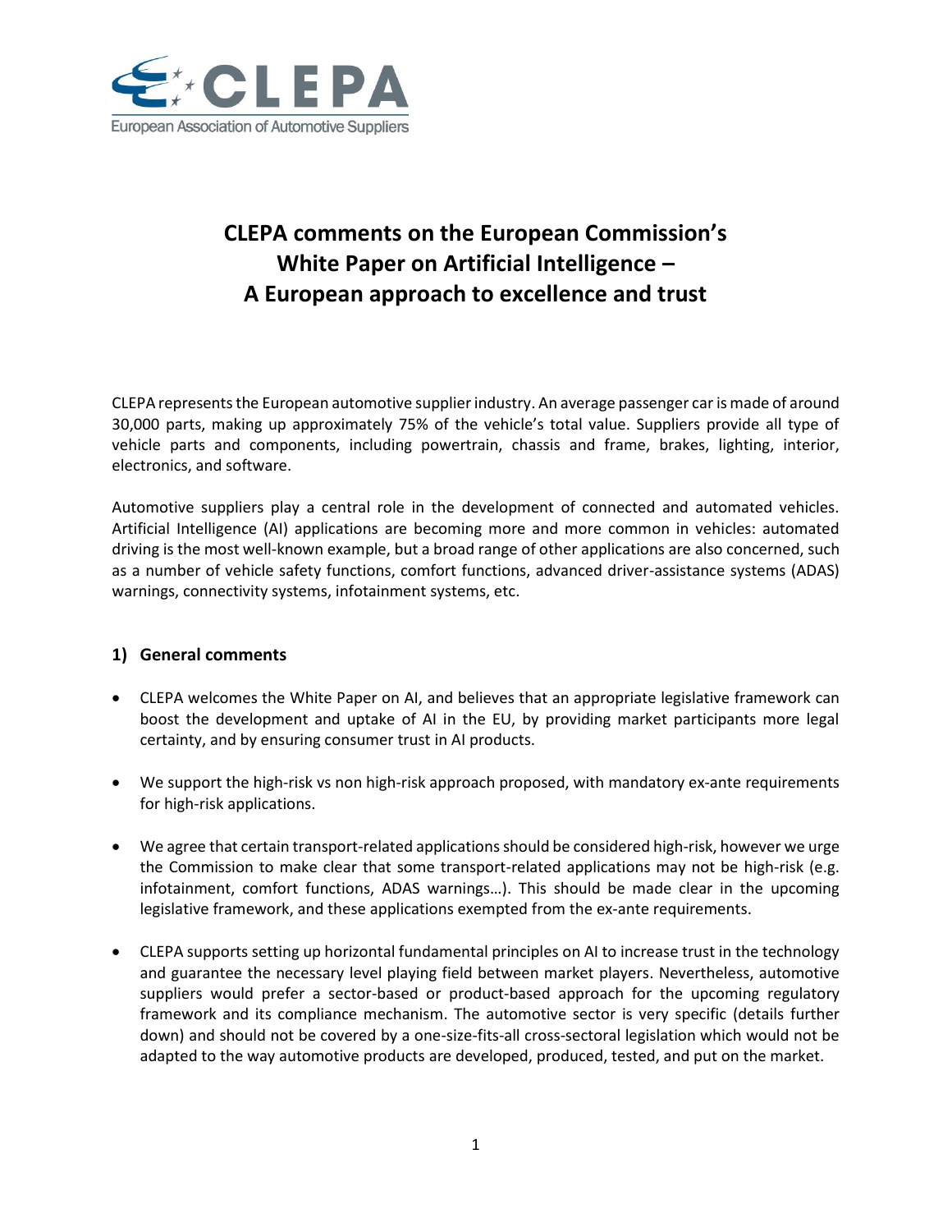CLEPA

European Association of Automotive Suppliers

# CLEPA comments on the European Commission's White Paper on Artificial Intelligence – A European approach to excellence and trust

CLEPA represents the European automotive supplier industry. An average passenger car is made of around 30,000 parts, making up approximately 75% of the vehicle's total value. Suppliers provide all type of vehicle parts and components, including powertrain, chassis and frame, brakes, lighting, interior, electronics, and software.

Automotive suppliers play a central role in the development of connected and automated vehicles. Artificial Intelligence (AI) applications are becoming more and more common in vehicles: automated driving is the most well-known example, but a broad range of other applications are also concerned, such as a number of vehicle safety functions, comfort functions, advanced driver-assistance systems (ADAS) warnings, connectivity systems, infotainment systems, etc.

## 1) General comments

- CLEPA welcomes the White Paper on AI, and believes that an appropriate legislative framework can boost the development and uptake of AI in the EU, by providing market participants more legal certainty, and by ensuring consumer trust in AI products.
- We support the high-risk vs non high-risk approach proposed, with mandatory ex-ante requirements for high-risk applications.
- We agree that certain transport-related applications should be considered high-risk, however we urge the Commission to make clear that some transport-related applications may not be high-risk (e.g. infotainment, comfort functions, ADAS warnings…). This should be made clear in the upcoming legislative framework, and these applications exempted from the ex-ante requirements.
- CLEPA supports setting up horizontal fundamental principles on AI to increase trust in the technology and guarantee the necessary level playing field between market players. Nevertheless, automotive suppliers would prefer a sector-based or product-based approach for the upcoming regulatory framework and its compliance mechanism. The automotive sector is very specific (details further down) and should not be covered by a one-size-fits-all cross-sectoral legislation which would not be adapted to the way automotive products are developed, produced, tested, and put on the market.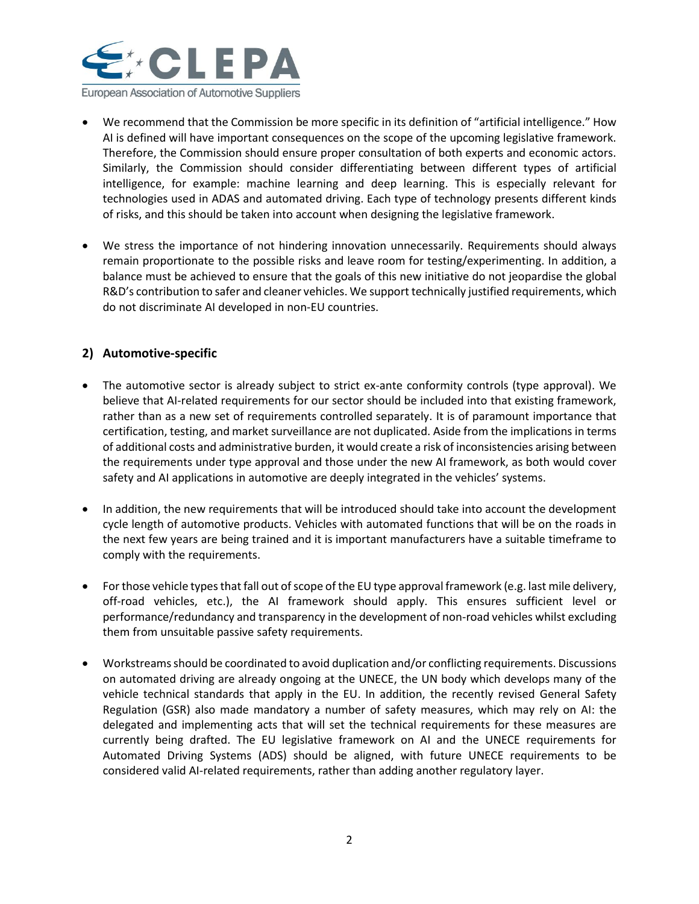- We recommend that the Commission be more specific in its definition of "artificial intelligence." How AI is defined will have important consequences on the scope of the upcoming legislative framework. Therefore, the Commission should ensure proper consultation of both experts and economic actors. Similarly, the Commission should consider differentiating between different types of artificial intelligence, for example: machine learning and deep learning. This is especially relevant for technologies used in ADAS and automated driving. Each type of technology presents different kinds of risks, and this should be taken into account when designing the legislative framework.

- We stress the importance of not hindering innovation unnecessarily. Requirements should always remain proportionate to the possible risks and leave room for testing/experimenting. In addition, a balance must be achieved to ensure that the goals of this new initiative do not jeopardise the global R&D's contribution to safer and cleaner vehicles. We support technically justified requirements, which do not discriminate AI developed in non-EU countries.

## 2) Automotive-specific

- The automotive sector is already subject to strict ex-ante conformity controls (type approval). We believe that AI-related requirements for our sector should be included into that existing framework, rather than as a new set of requirements controlled separately. It is of paramount importance that certification, testing, and market surveillance are not duplicated. Aside from the implications in terms of additional costs and administrative burden, it would create a risk of inconsistencies arising between the requirements under type approval and those under the new AI framework, as both would cover safety and AI applications in automotive are deeply integrated in the vehicles' systems.

- In addition, the new requirements that will be introduced should take into account the development cycle length of automotive products. Vehicles with automated functions that will be on the roads in the next few years are being trained and it is important manufacturers have a suitable timeframe to comply with the requirements.

- For those vehicle types that fall out of scope of the EU type approval framework (e.g. last mile delivery, off-road vehicles, etc.), the AI framework should apply. This ensures sufficient level or performance/redundancy and transparency in the development of non-road vehicles whilst excluding them from unsuitable passive safety requirements.

- Workstreams should be coordinated to avoid duplication and/or conflicting requirements. Discussions on automated driving are already ongoing at the UNECE, the UN body which develops many of the vehicle technical standards that apply in the EU. In addition, the recently revised General Safety Regulation (GSR) also made mandatory a number of safety measures, which may rely on AI: the delegated and implementing acts that will set the technical requirements for these measures are currently being drafted. The EU legislative framework on AI and the UNECE requirements for Automated Driving Systems (ADS) should be aligned, with future UNECE requirements to be considered valid AI-related requirements, rather than adding another regulatory layer.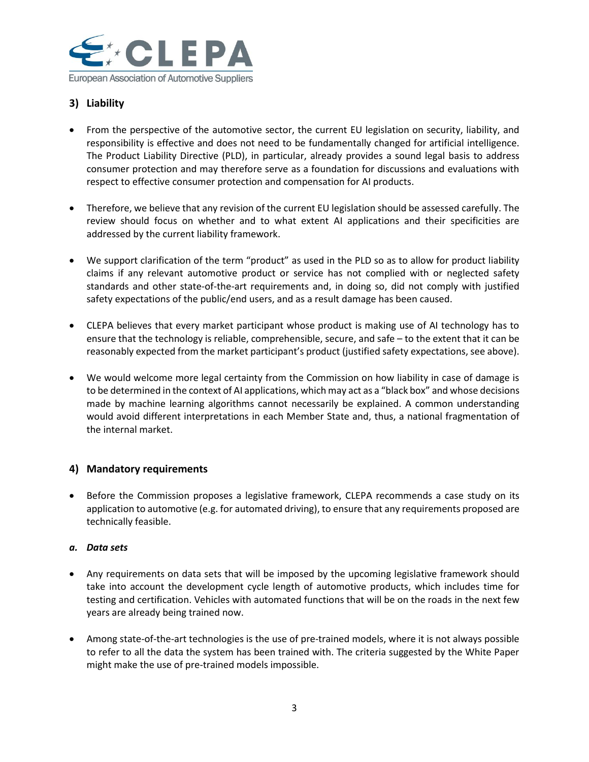## 3) Liability

- From the perspective of the automotive sector, the current EU legislation on security, liability, and responsibility is effective and does not need to be fundamentally changed for artificial intelligence. The Product Liability Directive (PLD), in particular, already provides a sound legal basis to address consumer protection and may therefore serve as a foundation for discussions and evaluations with respect to effective consumer protection and compensation for AI products.

- Therefore, we believe that any revision of the current EU legislation should be assessed carefully. The review should focus on whether and to what extent AI applications and their specificities are addressed by the current liability framework.

- We support clarification of the term "product" as used in the PLD so as to allow for product liability claims if any relevant automotive product or service has not complied with or neglected safety standards and other state-of-the-art requirements and, in doing so, did not comply with justified safety expectations of the public/end users, and as a result damage has been caused.

- CLEPA believes that every market participant whose product is making use of AI technology has to ensure that the technology is reliable, comprehensible, secure, and safe – to the extent that it can be reasonably expected from the market participant's product (justified safety expectations, see above).

- We would welcome more legal certainty from the Commission on how liability in case of damage is to be determined in the context of AI applications, which may act as a "black box" and whose decisions made by machine learning algorithms cannot necessarily be explained. A common understanding would avoid different interpretations in each Member State and, thus, a national fragmentation of the internal market.

## 4) Mandatory requirements

- Before the Commission proposes a legislative framework, CLEPA recommends a case study on its application to automotive (e.g. for automated driving), to ensure that any requirements proposed are technically feasible.

### *a. Data sets*

- Any requirements on data sets that will be imposed by the upcoming legislative framework should take into account the development cycle length of automotive products, which includes time for testing and certification. Vehicles with automated functions that will be on the roads in the next few years are already being trained now.

- Among state-of-the-art technologies is the use of pre-trained models, where it is not always possible to refer to all the data the system has been trained with. The criteria suggested by the White Paper might make the use of pre-trained models impossible.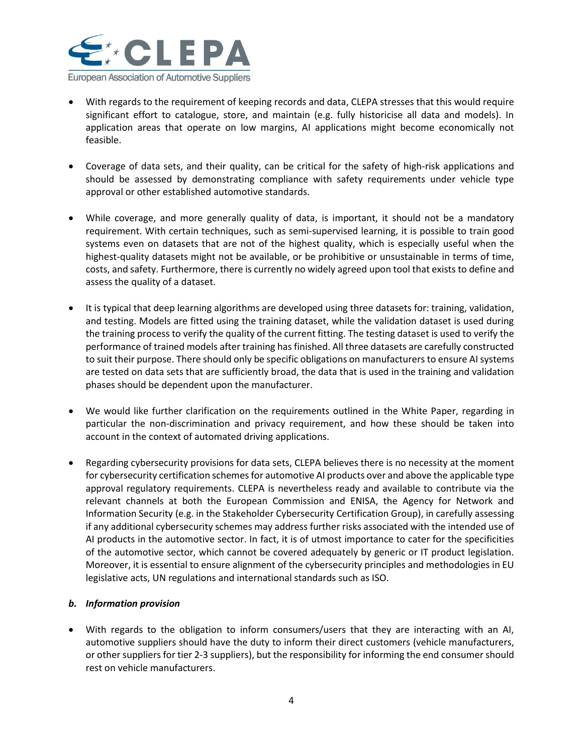- With regards to the requirement of keeping records and data, CLEPA stresses that this would require significant effort to catalogue, store, and maintain (e.g. fully historicise all data and models). In application areas that operate on low margins, AI applications might become economically not feasible.

- Coverage of data sets, and their quality, can be critical for the safety of high-risk applications and should be assessed by demonstrating compliance with safety requirements under vehicle type approval or other established automotive standards.

- While coverage, and more generally quality of data, is important, it should not be a mandatory requirement. With certain techniques, such as semi-supervised learning, it is possible to train good systems even on datasets that are not of the highest quality, which is especially useful when the highest-quality datasets might not be available, or be prohibitive or unsustainable in terms of time, costs, and safety. Furthermore, there is currently no widely agreed upon tool that exists to define and assess the quality of a dataset.

- It is typical that deep learning algorithms are developed using three datasets for: training, validation, and testing. Models are fitted using the training dataset, while the validation dataset is used during the training process to verify the quality of the current fitting. The testing dataset is used to verify the performance of trained models after training has finished. All three datasets are carefully constructed to suit their purpose. There should only be specific obligations on manufacturers to ensure AI systems are tested on data sets that are sufficiently broad, the data that is used in the training and validation phases should be dependent upon the manufacturer.

- We would like further clarification on the requirements outlined in the White Paper, regarding in particular the non-discrimination and privacy requirement, and how these should be taken into account in the context of automated driving applications.

- Regarding cybersecurity provisions for data sets, CLEPA believes there is no necessity at the moment for cybersecurity certification schemes for automotive AI products over and above the applicable type approval regulatory requirements. CLEPA is nevertheless ready and available to contribute via the relevant channels at both the European Commission and ENISA, the Agency for Network and Information Security (e.g. in the Stakeholder Cybersecurity Certification Group), in carefully assessing if any additional cybersecurity schemes may address further risks associated with the intended use of AI products in the automotive sector. In fact, it is of utmost importance to cater for the specificities of the automotive sector, which cannot be covered adequately by generic or IT product legislation. Moreover, it is essential to ensure alignment of the cybersecurity principles and methodologies in EU legislative acts, UN regulations and international standards such as ISO.

***b. Information provision***

- With regards to the obligation to inform consumers/users that they are interacting with an AI, automotive suppliers should have the duty to inform their direct customers (vehicle manufacturers, or other suppliers for tier 2-3 suppliers), but the responsibility for informing the end consumer should rest on vehicle manufacturers.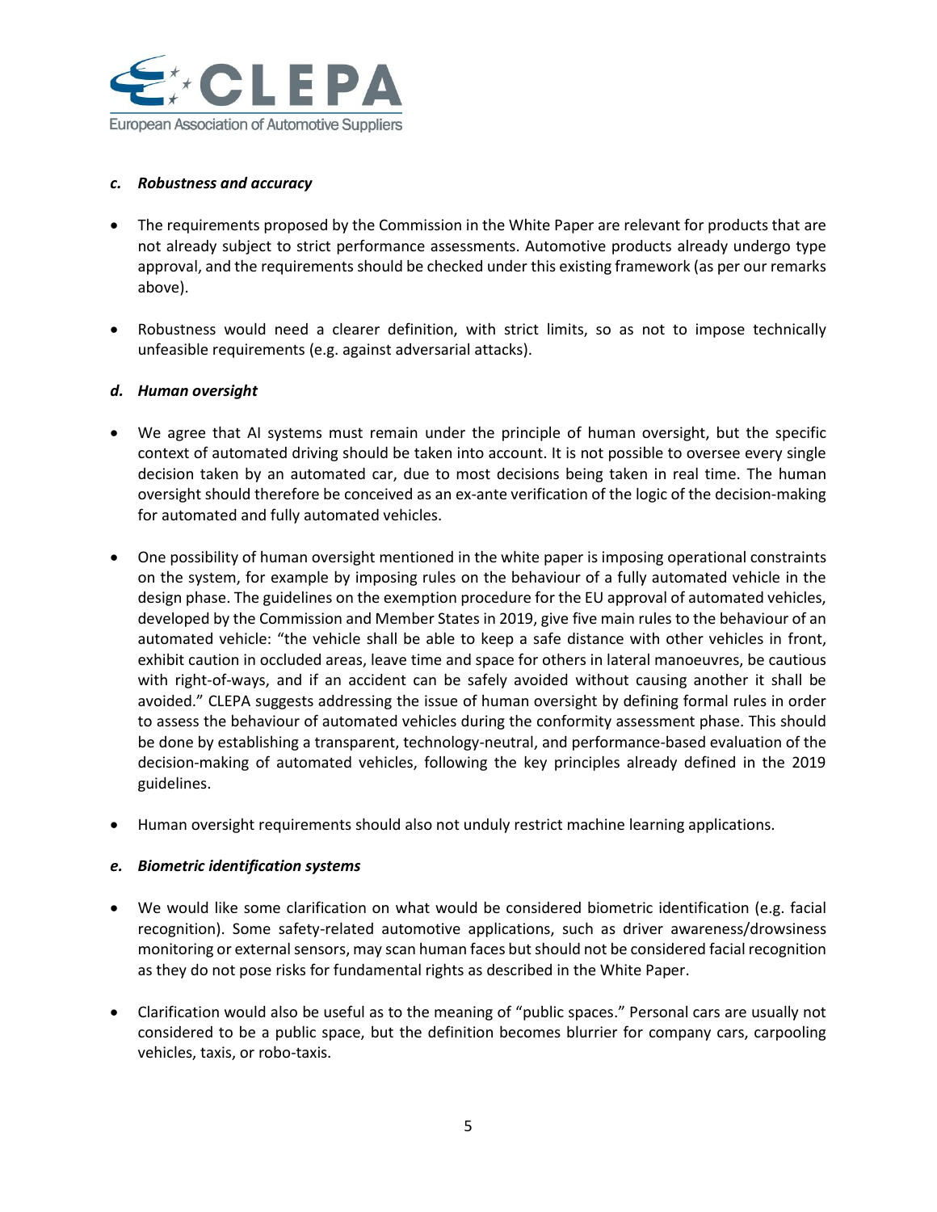### *c. Robustness and accuracy*

- The requirements proposed by the Commission in the White Paper are relevant for products that are not already subject to strict performance assessments. Automotive products already undergo type approval, and the requirements should be checked under this existing framework (as per our remarks above).
- Robustness would need a clearer definition, with strict limits, so as not to impose technically unfeasible requirements (e.g. against adversarial attacks).

### *d. Human oversight*

- We agree that AI systems must remain under the principle of human oversight, but the specific context of automated driving should be taken into account. It is not possible to oversee every single decision taken by an automated car, due to most decisions being taken in real time. The human oversight should therefore be conceived as an ex-ante verification of the logic of the decision-making for automated and fully automated vehicles.
- One possibility of human oversight mentioned in the white paper is imposing operational constraints on the system, for example by imposing rules on the behaviour of a fully automated vehicle in the design phase. The guidelines on the exemption procedure for the EU approval of automated vehicles, developed by the Commission and Member States in 2019, give five main rules to the behaviour of an automated vehicle: "the vehicle shall be able to keep a safe distance with other vehicles in front, exhibit caution in occluded areas, leave time and space for others in lateral manoeuvres, be cautious with right-of-ways, and if an accident can be safely avoided without causing another it shall be avoided." CLEPA suggests addressing the issue of human oversight by defining formal rules in order to assess the behaviour of automated vehicles during the conformity assessment phase. This should be done by establishing a transparent, technology-neutral, and performance-based evaluation of the decision-making of automated vehicles, following the key principles already defined in the 2019 guidelines.
- Human oversight requirements should also not unduly restrict machine learning applications.

### *e. Biometric identification systems*

- We would like some clarification on what would be considered biometric identification (e.g. facial recognition). Some safety-related automotive applications, such as driver awareness/drowsiness monitoring or external sensors, may scan human faces but should not be considered facial recognition as they do not pose risks for fundamental rights as described in the White Paper.
- Clarification would also be useful as to the meaning of "public spaces." Personal cars are usually not considered to be a public space, but the definition becomes blurrier for company cars, carpooling vehicles, taxis, or robo-taxis.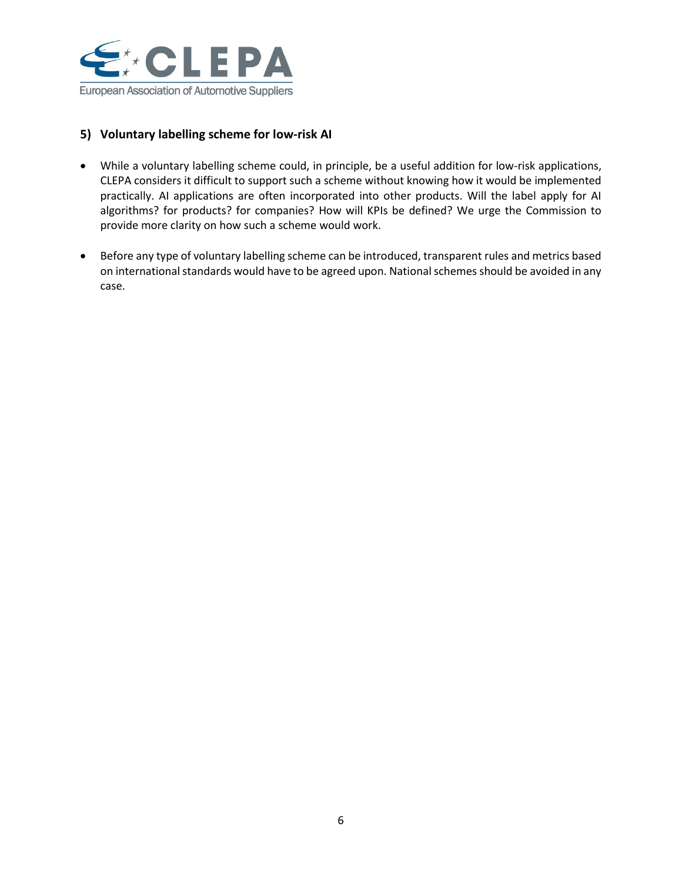### 5) Voluntary labelling scheme for low-risk AI

- While a voluntary labelling scheme could, in principle, be a useful addition for low-risk applications, CLEPA considers it difficult to support such a scheme without knowing how it would be implemented practically. AI applications are often incorporated into other products. Will the label apply for AI algorithms? for products? for companies? How will KPIs be defined? We urge the Commission to provide more clarity on how such a scheme would work.

- Before any type of voluntary labelling scheme can be introduced, transparent rules and metrics based on international standards would have to be agreed upon. National schemes should be avoided in any case.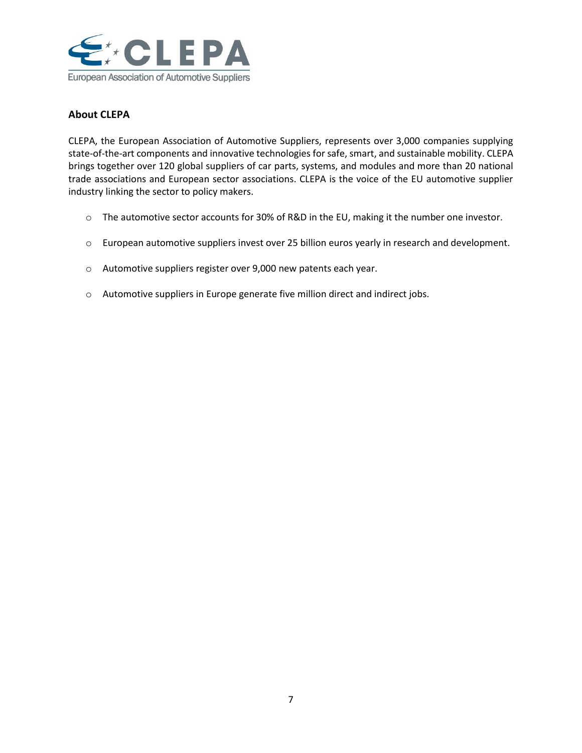## About CLEPA

CLEPA, the European Association of Automotive Suppliers, represents over 3,000 companies supplying state-of-the-art components and innovative technologies for safe, smart, and sustainable mobility. CLEPA brings together over 120 global suppliers of car parts, systems, and modules and more than 20 national trade associations and European sector associations. CLEPA is the voice of the EU automotive supplier industry linking the sector to policy makers.

- The automotive sector accounts for 30% of R&D in the EU, making it the number one investor.
- European automotive suppliers invest over 25 billion euros yearly in research and development.
- Automotive suppliers register over 9,000 new patents each year.
- Automotive suppliers in Europe generate five million direct and indirect jobs.